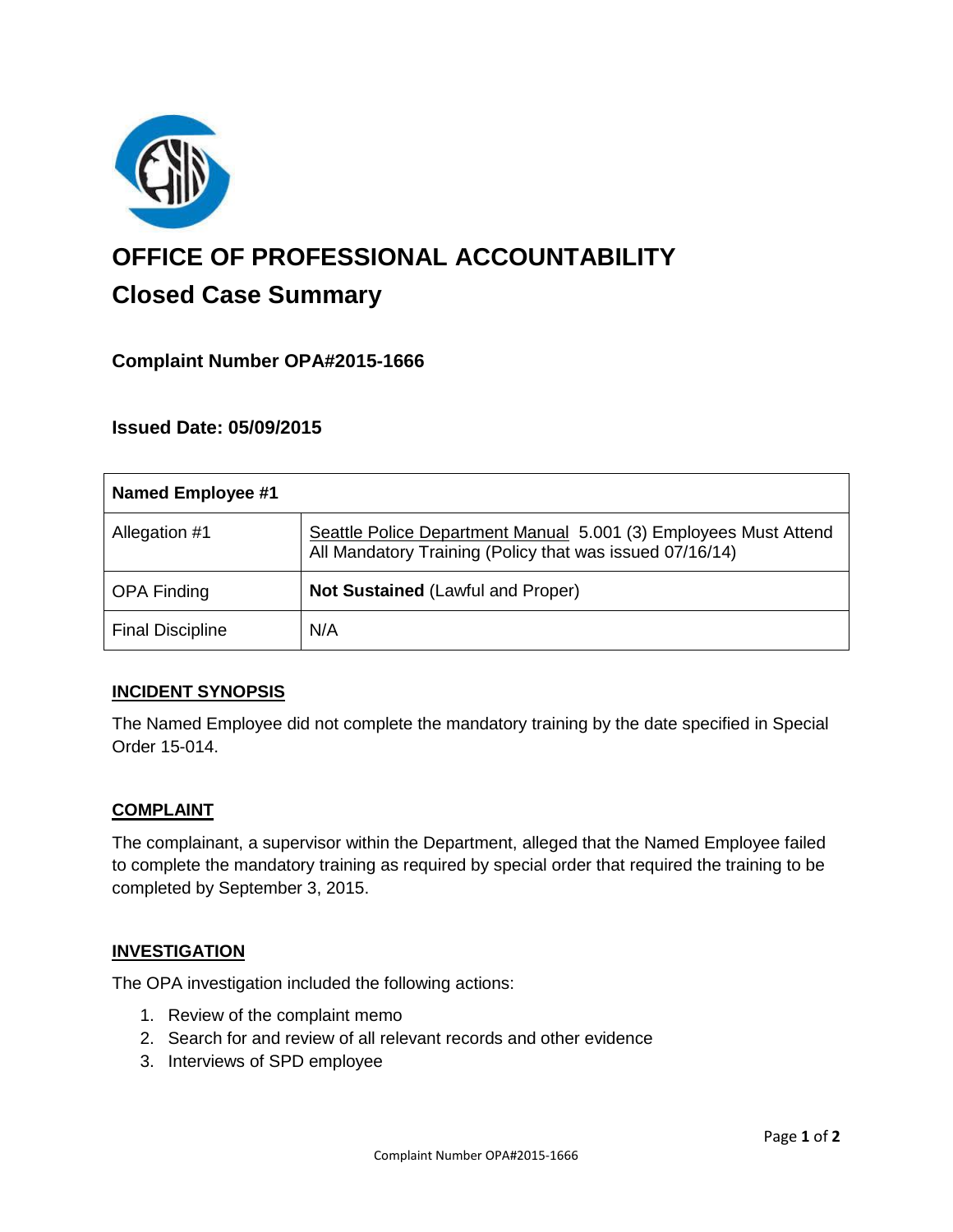# OFFICE OF PROFESSIONAL ACCOUNTABILITY

## Closed Case Summary

### Complaint Number OPA#2015-1666

### Issued Date: 05/09/2015

| Named Employee #1 | |
|---|---|
| Allegation #1 | Seattle Police Department Manual 5.001 (3) Employees Must Attend All Mandatory Training (Policy that was issued 07/16/14) |
| OPA Finding | **Not Sustained** (Lawful and Proper) |
| Final Discipline | N/A |

## INCIDENT SYNOPSIS

The Named Employee did not complete the mandatory training by the date specified in Special Order 15-014.

## COMPLAINT

The complainant, a supervisor within the Department, alleged that the Named Employee failed to complete the mandatory training as required by special order that required the training to be completed by September 3, 2015.

## INVESTIGATION

The OPA investigation included the following actions:

1. Review of the complaint memo
2. Search for and review of all relevant records and other evidence
3. Interviews of SPD employee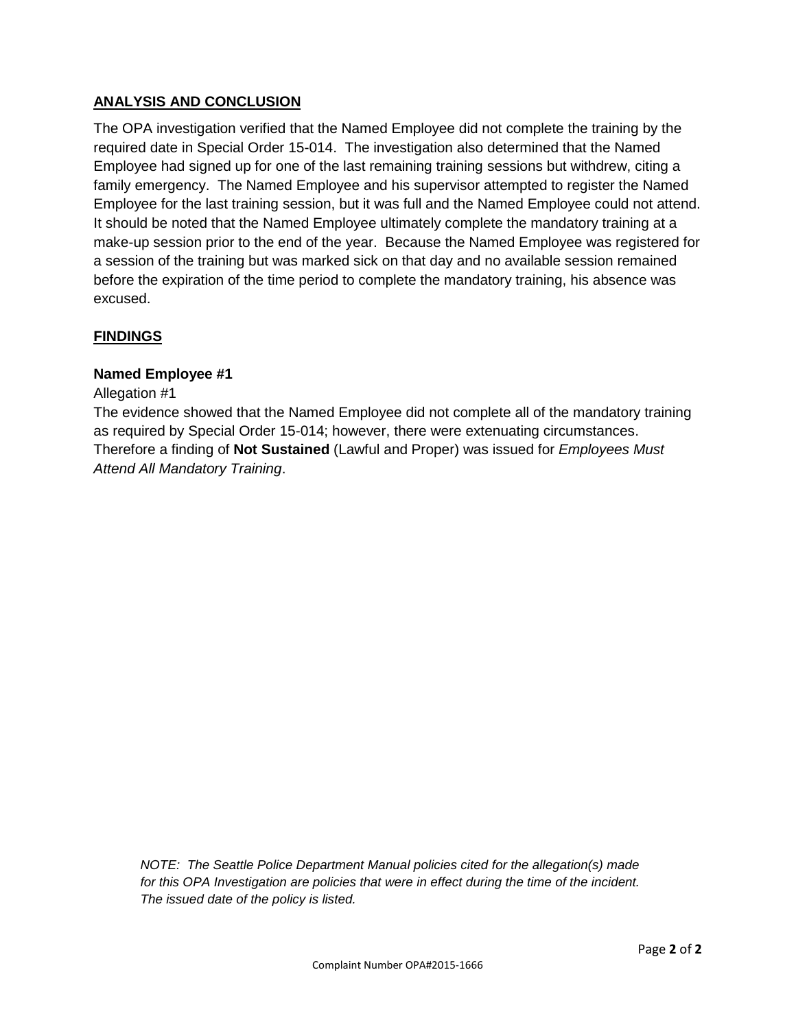## ANALYSIS AND CONCLUSION

The OPA investigation verified that the Named Employee did not complete the training by the required date in Special Order 15-014. The investigation also determined that the Named Employee had signed up for one of the last remaining training sessions but withdrew, citing a family emergency. The Named Employee and his supervisor attempted to register the Named Employee for the last training session, but it was full and the Named Employee could not attend. It should be noted that the Named Employee ultimately complete the mandatory training at a make-up session prior to the end of the year. Because the Named Employee was registered for a session of the training but was marked sick on that day and no available session remained before the expiration of the time period to complete the mandatory training, his absence was excused.

## FINDINGS

**Named Employee #1**

Allegation #1

The evidence showed that the Named Employee did not complete all of the mandatory training as required by Special Order 15-014; however, there were extenuating circumstances. Therefore a finding of **Not Sustained** (Lawful and Proper) was issued for *Employees Must Attend All Mandatory Training*.

*NOTE: The Seattle Police Department Manual policies cited for the allegation(s) made for this OPA Investigation are policies that were in effect during the time of the incident. The issued date of the policy is listed.*

Complaint Number OPA#2015-1666